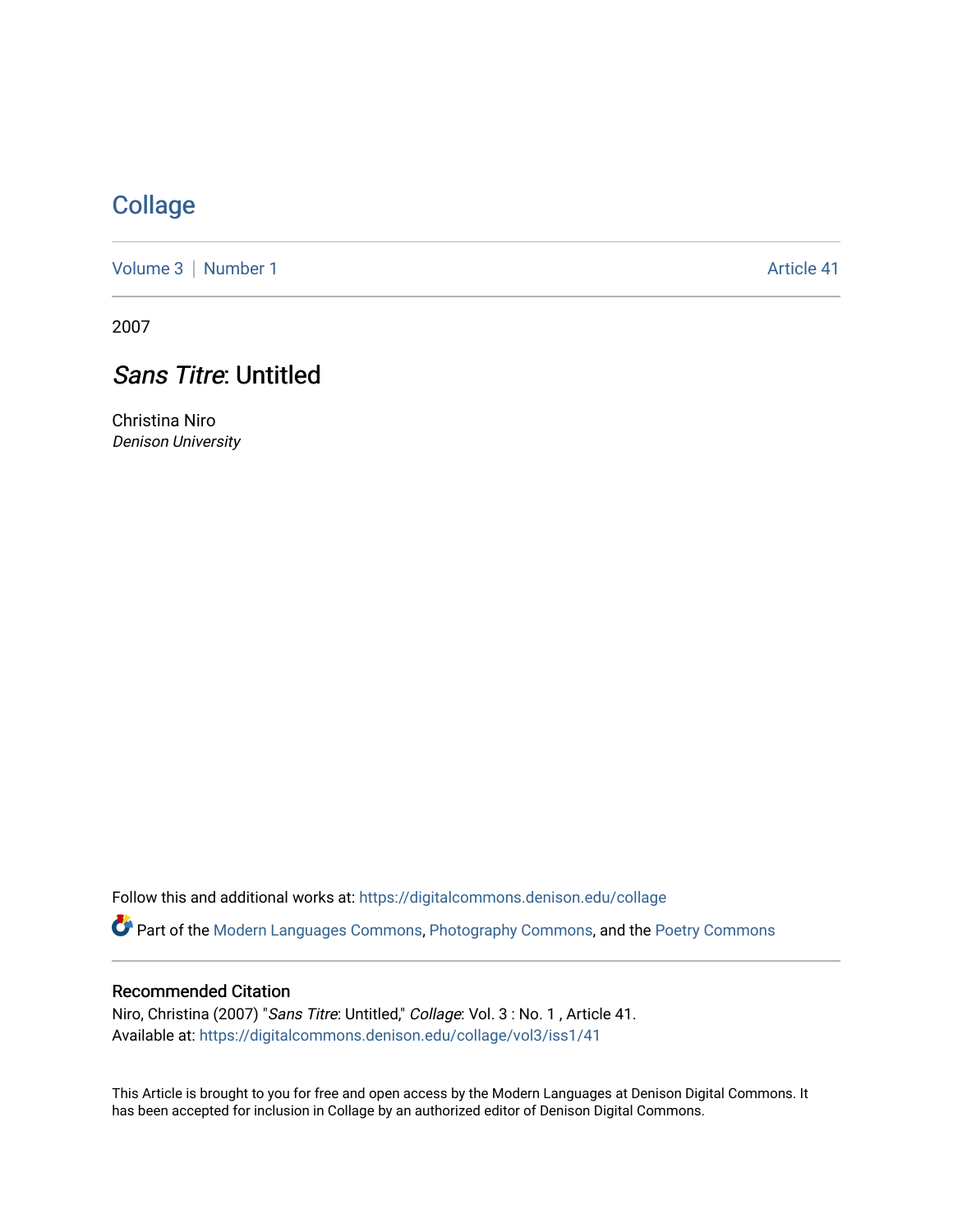# Collage

Volume 3 | Number 1 Article 41

2007

## *Sans Titre*: Untitled

Christina Niro
*Denison University*

Follow this and additional works at: https://digitalcommons.denison.edu/collage

Part of the Modern Languages Commons, Photography Commons, and the Poetry Commons

### Recommended Citation

Niro, Christina (2007) "*Sans Titre*: Untitled," *Collage*: Vol. 3 : No. 1 , Article 41.
Available at: https://digitalcommons.denison.edu/collage/vol3/iss1/41

This Article is brought to you for free and open access by the Modern Languages at Denison Digital Commons. It has been accepted for inclusion in Collage by an authorized editor of Denison Digital Commons.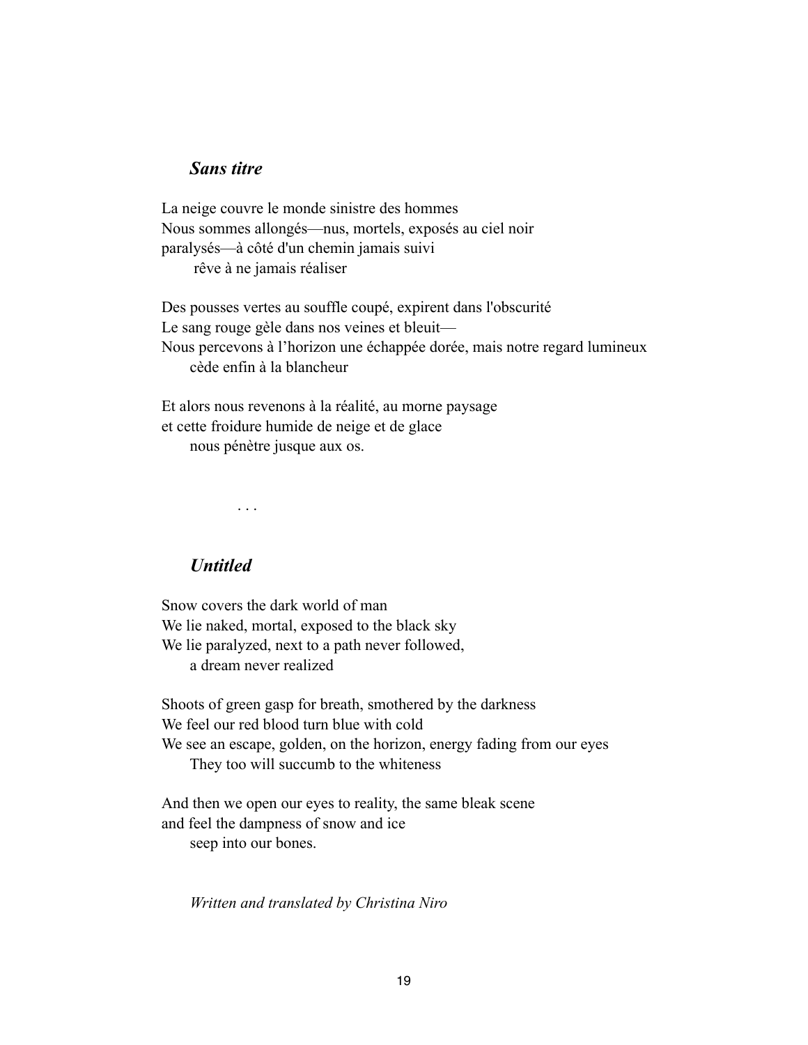### *Sans titre*

La neige couvre le monde sinistre des hommes
Nous sommes allongés—nus, mortels, exposés au ciel noir
paralysés—à côté d'un chemin jamais suivi
 rêve à ne jamais réaliser

Des pousses vertes au souffle coupé, expirent dans l'obscurité
Le sang rouge gèle dans nos veines et bleuit—
Nous percevons à l'horizon une échappée dorée, mais notre regard lumineux
 cède enfin à la blancheur

Et alors nous revenons à la réalité, au morne paysage
et cette froidure humide de neige et de glace
 nous pénètre jusque aux os.

. . .

### *Untitled*

Snow covers the dark world of man
We lie naked, mortal, exposed to the black sky
We lie paralyzed, next to a path never followed,
 a dream never realized

Shoots of green gasp for breath, smothered by the darkness
We feel our red blood turn blue with cold
We see an escape, golden, on the horizon, energy fading from our eyes
 They too will succumb to the whiteness

And then we open our eyes to reality, the same bleak scene
and feel the dampness of snow and ice
 seep into our bones.

*Written and translated by Christina Niro*